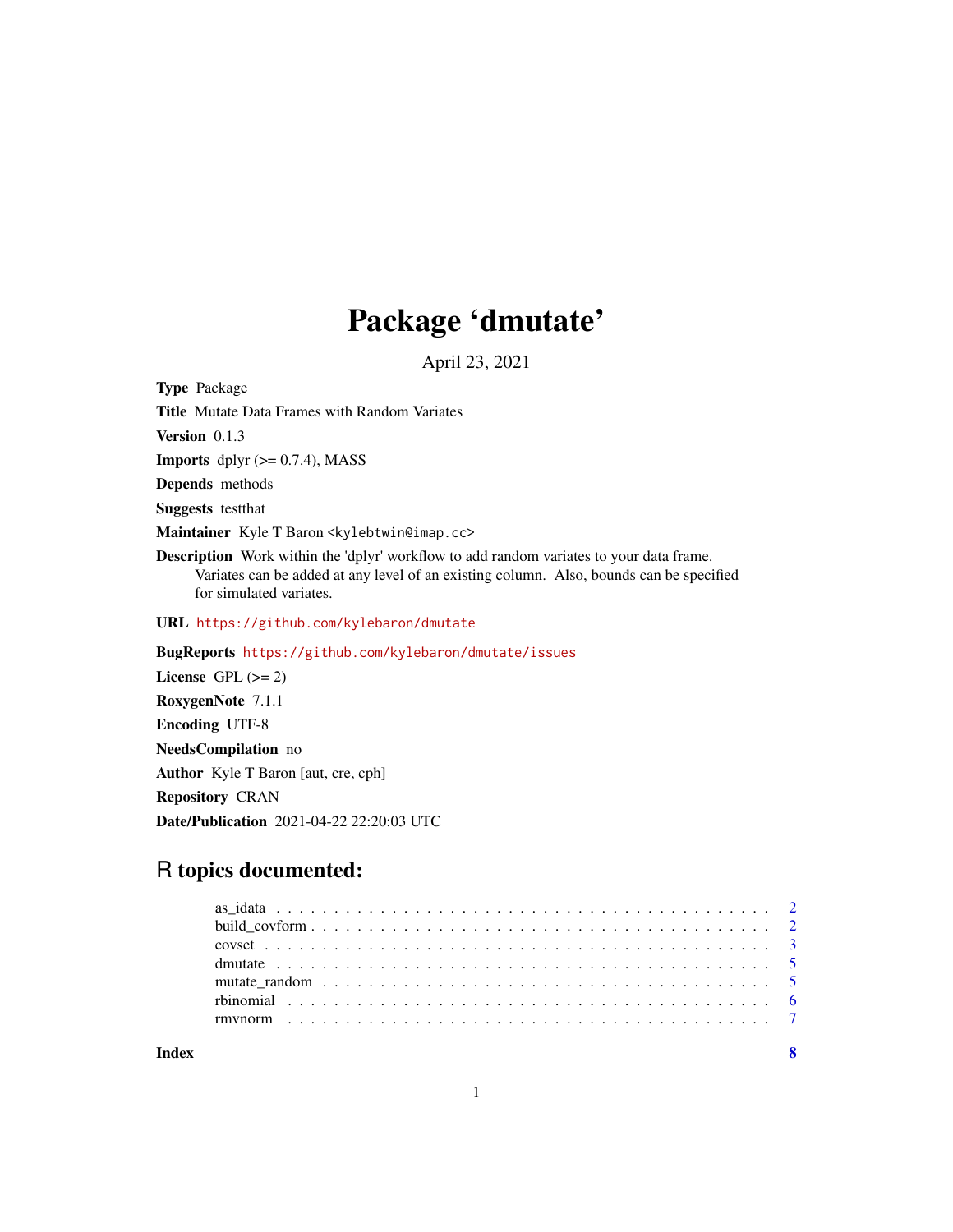# Package 'dmutate'

April 23, 2021

**Type** Package

**Title** Mutate Data Frames with Random Variates

**Version** 0.1.3

**Imports** dplyr (>= 0.7.4), MASS

**Depends** methods

**Suggests** testthat

**Maintainer** Kyle T Baron <kylebtwin@imap.cc>

**Description** Work within the 'dplyr' workflow to add random variates to your data frame. Variates can be added at any level of an existing column. Also, bounds can be specified for simulated variates.

**URL** https://github.com/kylebaron/dmutate

**BugReports** https://github.com/kylebaron/dmutate/issues

**License** GPL (>= 2)

**RoxygenNote** 7.1.1

**Encoding** UTF-8

**NeedsCompilation** no

**Author** Kyle T Baron [aut, cre, cph]

**Repository** CRAN

**Date/Publication** 2021-04-22 22:20:03 UTC

## R topics documented:

| | |
|---|---|
| as_idata | 2 |
| build_covform | 2 |
| covset | 3 |
| dmutate | 5 |
| mutate_random | 5 |
| rbinomial | 6 |
| rmvnorm | 7 |
| **Index** | **8** |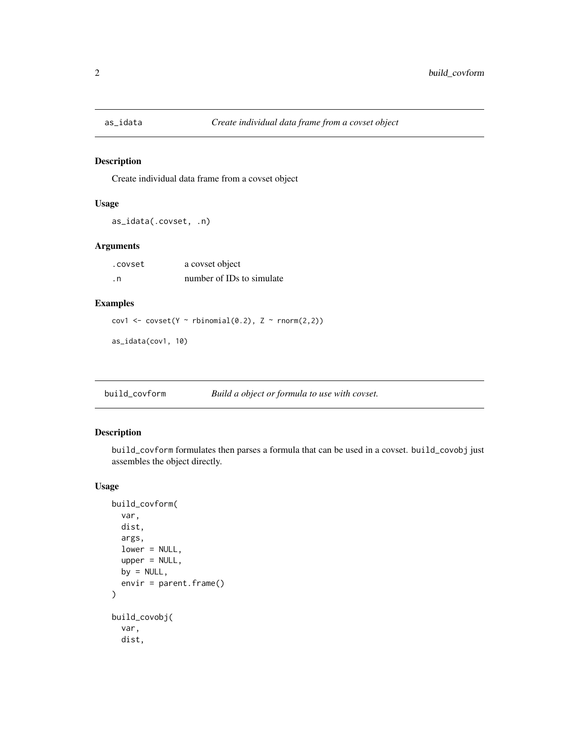## as_idata — *Create individual data frame from a covset object*

### Description

Create individual data frame from a covset object

### Usage

```
as_idata(.covset, .n)
```

### Arguments

| | |
|---|---|
| .covset | a covset object |
| .n | number of IDs to simulate |

### Examples

```
cov1 <- covset(Y ~ rbinomial(0.2), Z ~ rnorm(2,2))

as_idata(cov1, 10)
```

## build_covform — *Build a object or formula to use with covset.*

### Description

build_covform formulates then parses a formula that can be used in a covset. build_covobj just assembles the object directly.

### Usage

```
build_covform(
  var,
  dist,
  args,
  lower = NULL,
  upper = NULL,
  by = NULL,
  envir = parent.frame()
)

build_covobj(
  var,
  dist,
```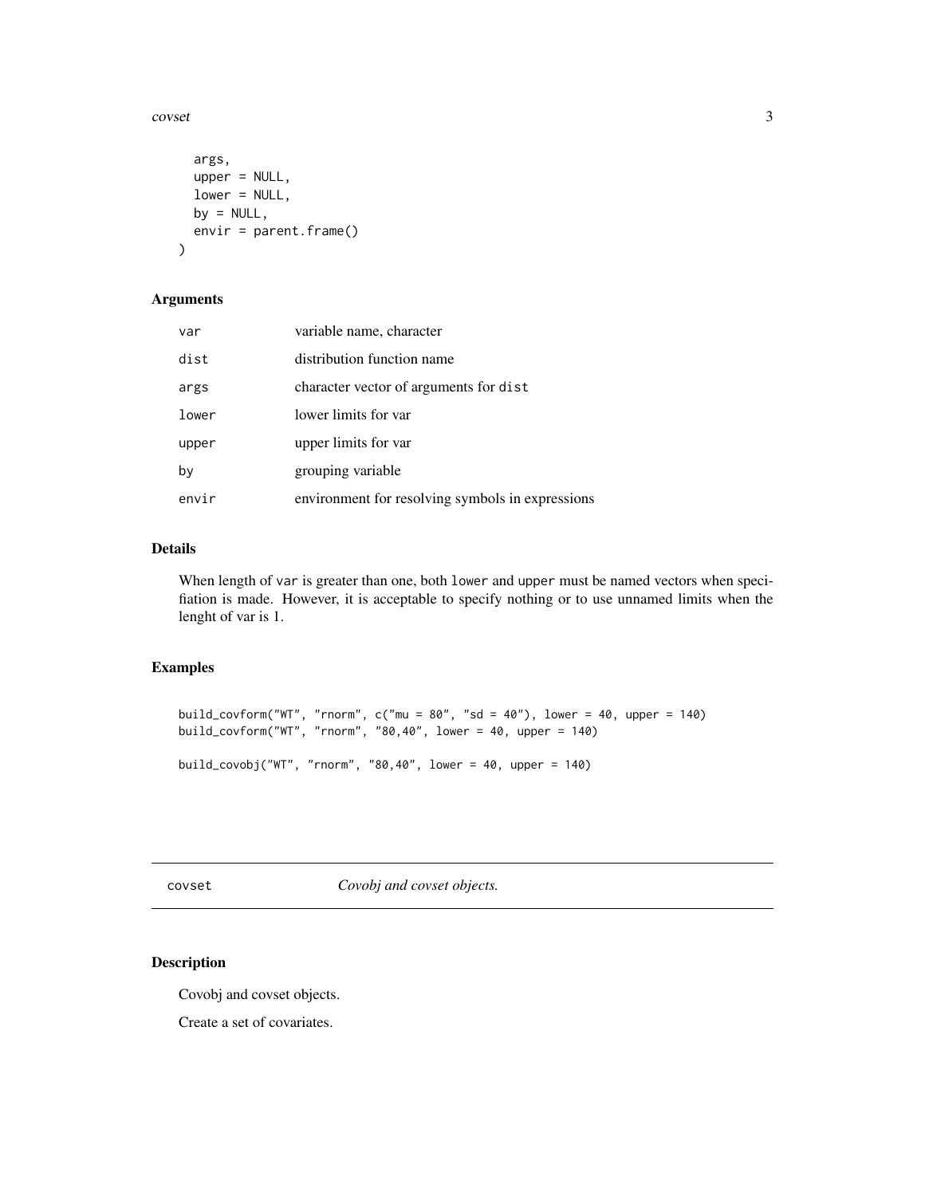```
  args,
  upper = NULL,
  lower = NULL,
  by = NULL,
  envir = parent.frame()
)
```

### Arguments

| | |
|---|---|
| var | variable name, character |
| dist | distribution function name |
| args | character vector of arguments for dist |
| lower | lower limits for var |
| upper | upper limits for var |
| by | grouping variable |
| envir | environment for resolving symbols in expressions |

### Details

When length of var is greater than one, both lower and upper must be named vectors when specifiation is made. However, it is acceptable to specify nothing or to use unnamed limits when the lenght of var is 1.

### Examples

```
build_covform("WT", "rnorm", c("mu = 80", "sd = 40"), lower = 40, upper = 140)
build_covform("WT", "rnorm", "80,40", lower = 40, upper = 140)

build_covobj("WT", "rnorm", "80,40", lower = 40, upper = 140)
```

---

## covset — *Covobj and covset objects.*

### Description

Covobj and covset objects.

Create a set of covariates.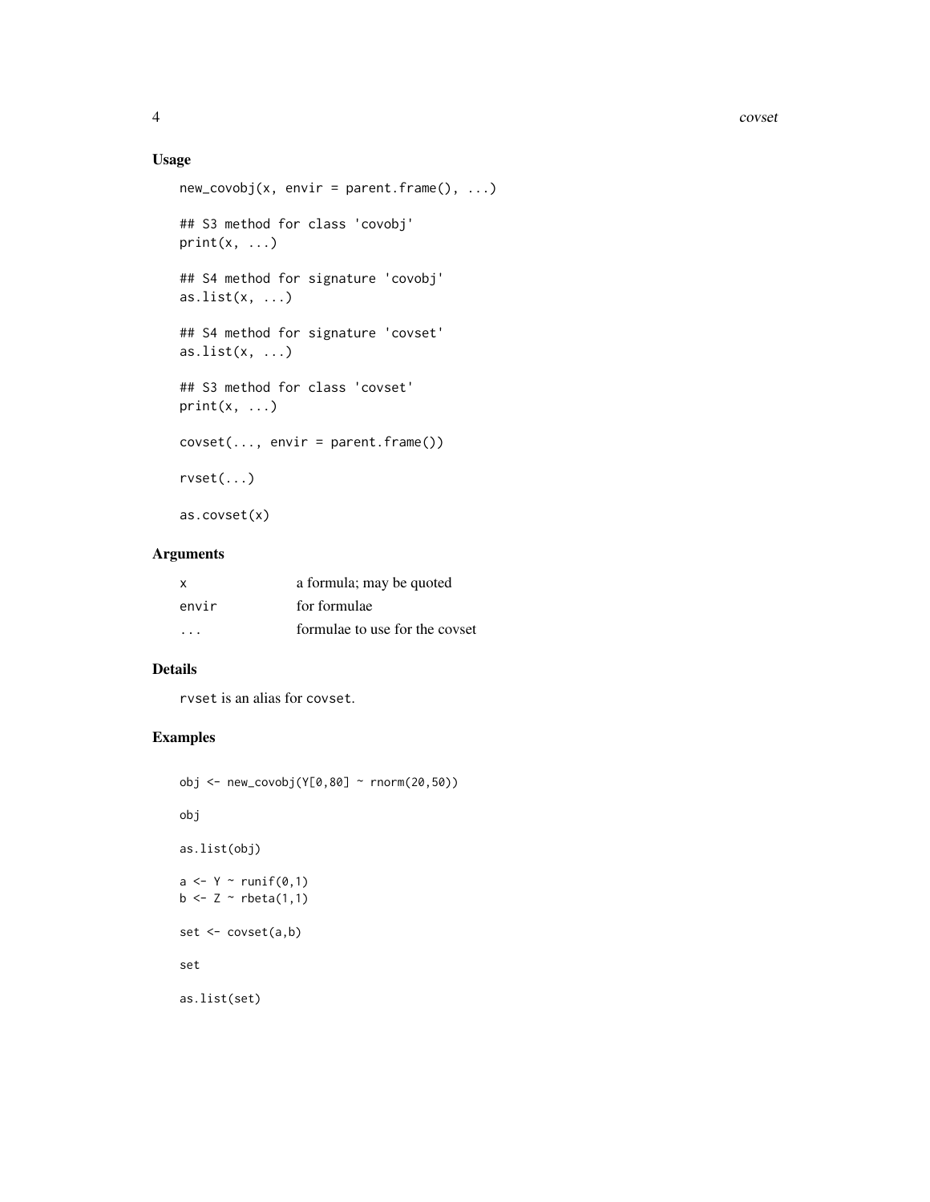## Usage

```
new_covobj(x, envir = parent.frame(), ...)

## S3 method for class 'covobj'
print(x, ...)

## S4 method for signature 'covobj'
as.list(x, ...)

## S4 method for signature 'covset'
as.list(x, ...)

## S3 method for class 'covset'
print(x, ...)

covset(..., envir = parent.frame())

rvset(...)

as.covset(x)
```

## Arguments

| | |
|---|---|
| x | a formula; may be quoted |
| envir | for formulae |
| ... | formulae to use for the covset |

## Details

rvset is an alias for covset.

## Examples

```
obj <- new_covobj(Y[0,80] ~ rnorm(20,50))

obj

as.list(obj)

a <- Y ~ runif(0,1)
b <- Z ~ rbeta(1,1)

set <- covset(a,b)

set

as.list(set)
```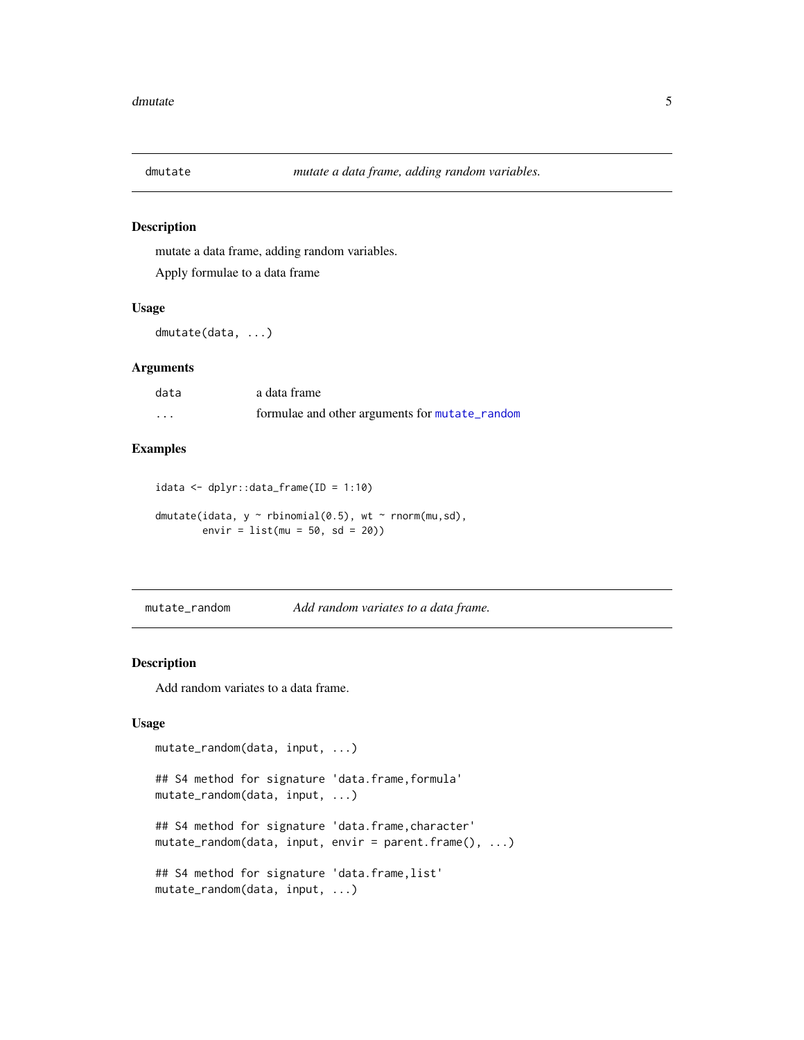## dmutate — *mutate a data frame, adding random variables.*

### Description

mutate a data frame, adding random variables.

Apply formulae to a data frame

### Usage

```
dmutate(data, ...)
```

### Arguments

| | |
|---|---|
| data | a data frame |
| ... | formulae and other arguments for mutate_random |

### Examples

```
idata <- dplyr::data_frame(ID = 1:10)

dmutate(idata, y ~ rbinomial(0.5), wt ~ rnorm(mu,sd),
        envir = list(mu = 50, sd = 20))
```

## mutate_random — *Add random variates to a data frame.*

### Description

Add random variates to a data frame.

### Usage

```
mutate_random(data, input, ...)

## S4 method for signature 'data.frame,formula'
mutate_random(data, input, ...)

## S4 method for signature 'data.frame,character'
mutate_random(data, input, envir = parent.frame(), ...)

## S4 method for signature 'data.frame,list'
mutate_random(data, input, ...)
```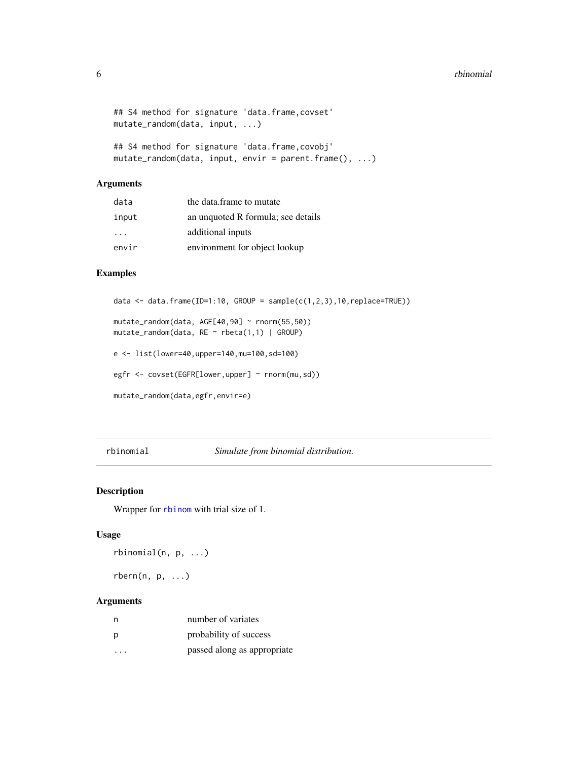```
## S4 method for signature 'data.frame,covset'
mutate_random(data, input, ...)

## S4 method for signature 'data.frame,covobj'
mutate_random(data, input, envir = parent.frame(), ...)
```

### Arguments

| | |
|---|---|
| `data` | the data.frame to mutate |
| `input` | an unquoted R formula; see details |
| `...` | additional inputs |
| `envir` | environment for object lookup |

### Examples

```
data <- data.frame(ID=1:10, GROUP = sample(c(1,2,3),10,replace=TRUE))

mutate_random(data, AGE[40,90] ~ rnorm(55,50))
mutate_random(data, RE ~ rbeta(1,1) | GROUP)

e <- list(lower=40,upper=140,mu=100,sd=100)

egfr <- covset(EGFR[lower,upper] ~ rnorm(mu,sd))

mutate_random(data,egfr,envir=e)
```

---

## rbinomial — *Simulate from binomial distribution.*

### Description

Wrapper for rbinom with trial size of 1.

### Usage

```
rbinomial(n, p, ...)

rbern(n, p, ...)
```

### Arguments

| | |
|---|---|
| `n` | number of variates |
| `p` | probability of success |
| `...` | passed along as appropriate |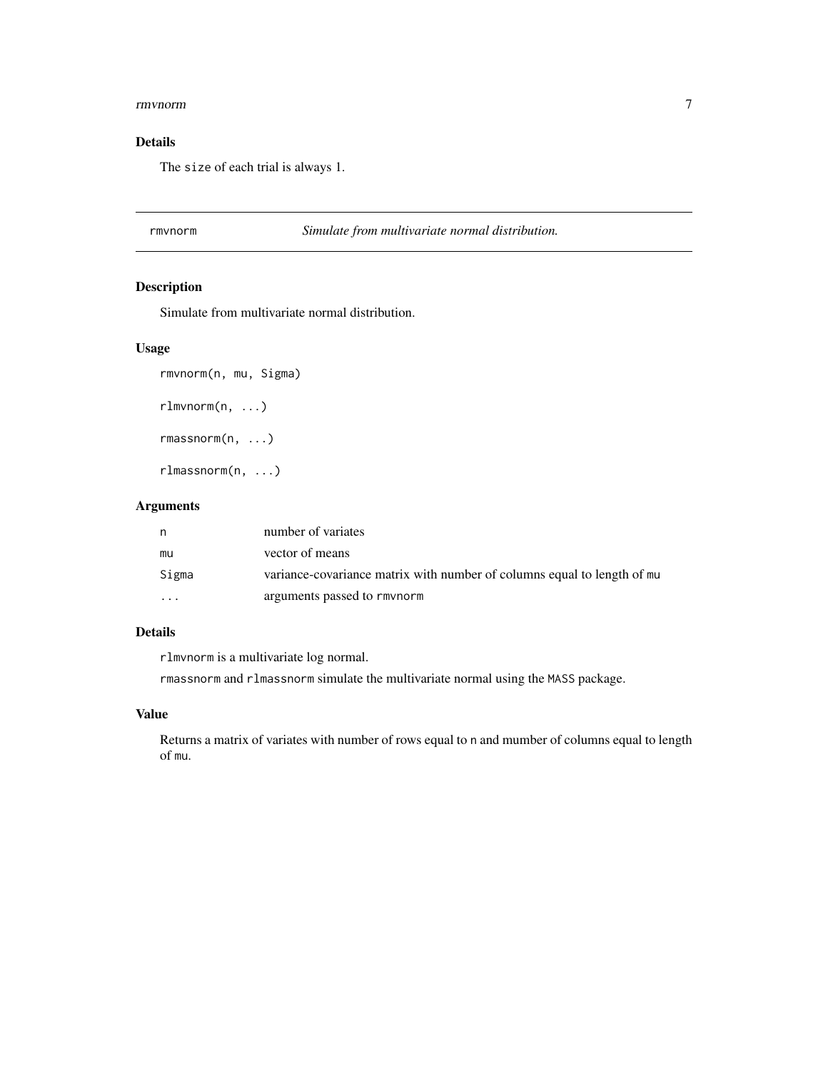### Details

The `size` of each trial is always 1.

---

`rmvnorm` *Simulate from multivariate normal distribution.*

---

### Description

Simulate from multivariate normal distribution.

### Usage

```
rmvnorm(n, mu, Sigma)

rlmvnorm(n, ...)

rmassnorm(n, ...)

rlmassnorm(n, ...)
```

### Arguments

| | |
|---|---|
| `n` | number of variates |
| `mu` | vector of means |
| `Sigma` | variance-covariance matrix with number of columns equal to length of `mu` |
| `...` | arguments passed to `rmvnorm` |

### Details

`rlmvnorm` is a multivariate log normal.

`rmassnorm` and `rlmassnorm` simulate the multivariate normal using the `MASS` package.

### Value

Returns a matrix of variates with number of rows equal to `n` and mumber of columns equal to length of `mu`.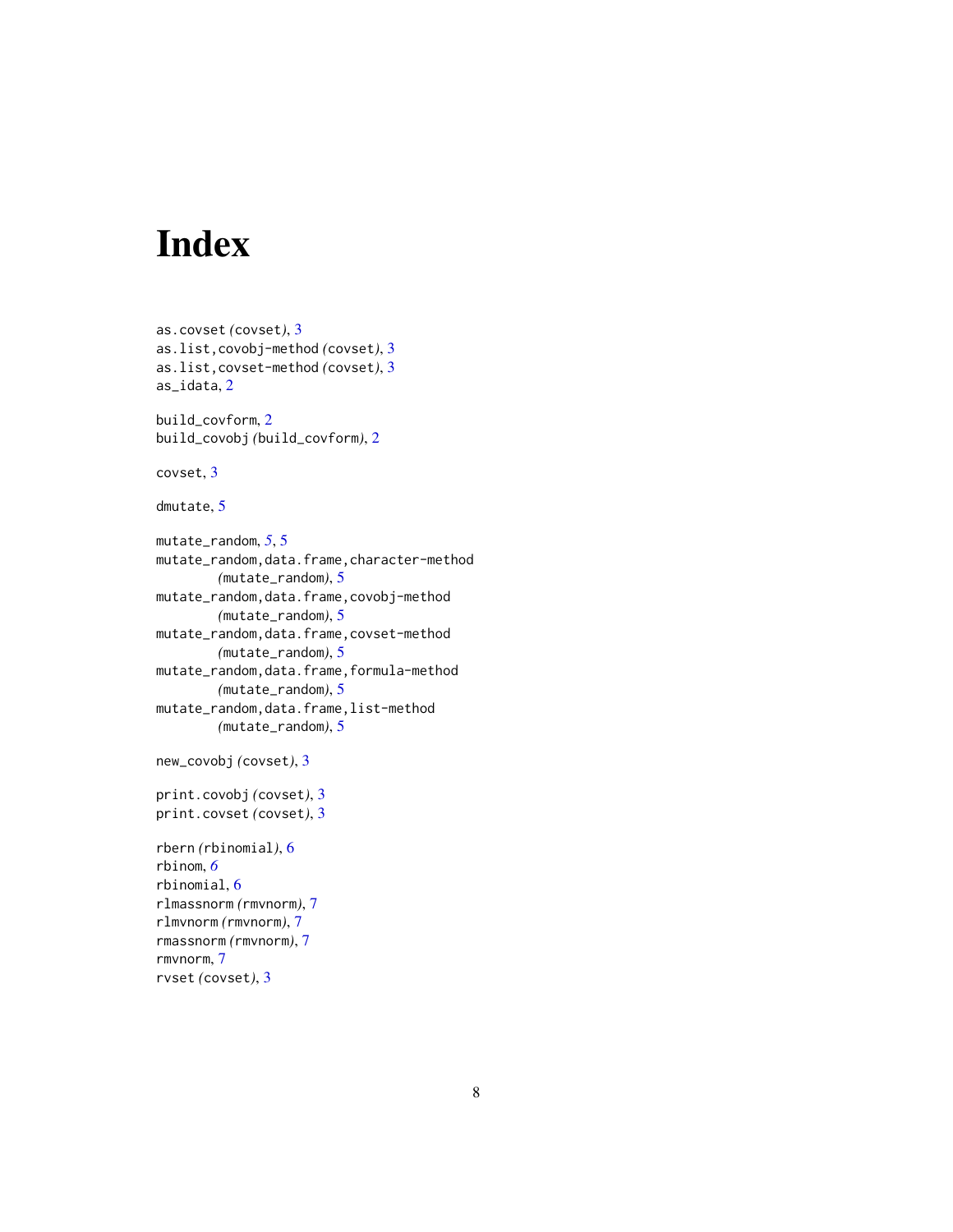# Index

as.covset (covset), 3
as.list,covobj-method (covset), 3
as.list,covset-method (covset), 3
as_idata, 2

build_covform, 2
build_covobj (build_covform), 2

covset, 3

dmutate, 5

mutate_random, *5*, 5
mutate_random,data.frame,character-method (mutate_random), 5
mutate_random,data.frame,covobj-method (mutate_random), 5
mutate_random,data.frame,covset-method (mutate_random), 5
mutate_random,data.frame,formula-method (mutate_random), 5
mutate_random,data.frame,list-method (mutate_random), 5

new_covobj (covset), 3

print.covobj (covset), 3
print.covset (covset), 3

rbern (rbinomial), 6
rbinom, *6*
rbinomial, 6
rlmassnorm (rmvnorm), 7
rlmvnorm (rmvnorm), 7
rmassnorm (rmvnorm), 7
rmvnorm, 7
rvset (covset), 3